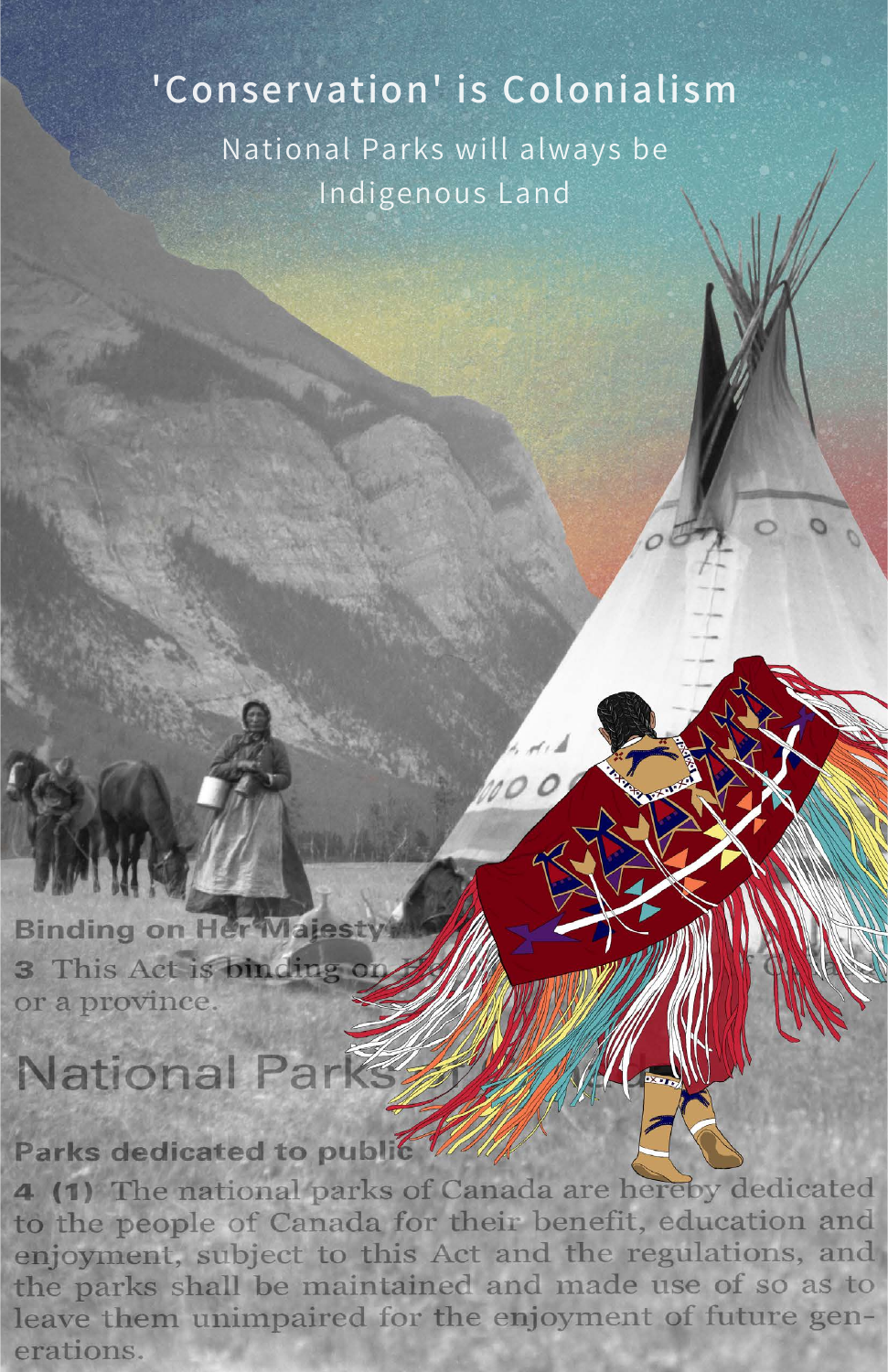# 'Conservation' is Colonialism

National Parks will always be Indigenous Land

**Binding on Her Majesty**

**3** This Act is binding on H... or a province.

## National Parks

**Parks dedicated to public**

**4 (1)** The national parks of Canada are hereby dedicated to the people of Canada for their benefit, education and enjoyment, subject to this Act and the regulations, and the parks shall be maintained and made use of so as to leave them unimpaired for the enjoyment of future generations.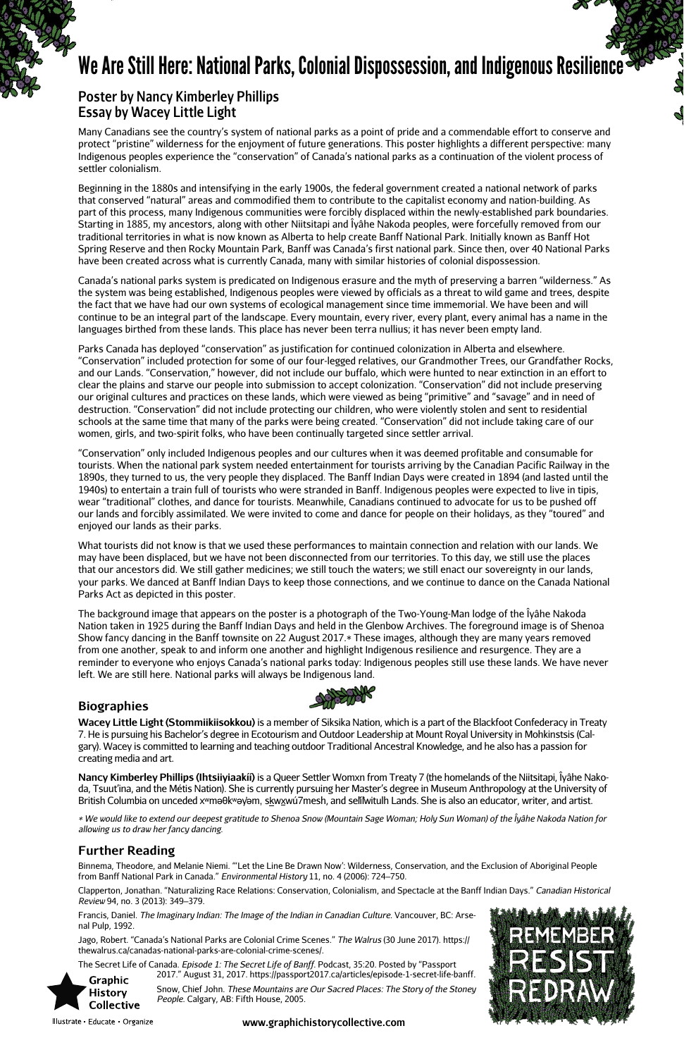# We Are Still Here: National Parks, Colonial Dispossession, and Indigenous Resilience

## Poster by Nancy Kimberley Phillips
## Essay by Wacey Little Light

Many Canadians see the country's system of national parks as a point of pride and a commendable effort to conserve and protect "pristine" wilderness for the enjoyment of future generations. This poster highlights a different perspective: many Indigenous peoples experience the "conservation" of Canada's national parks as a continuation of the violent process of settler colonialism.

Beginning in the 1880s and intensifying in the early 1900s, the federal government created a national network of parks that conserved "natural" areas and commodified them to contribute to the capitalist economy and nation-building. As part of this process, many Indigenous communities were forcibly displaced within the newly-established park boundaries. Starting in 1885, my ancestors, along with other Niitsitapi and Îyâhe Nakoda peoples, were forcefully removed from our traditional territories in what is now known as Alberta to help create Banff National Park. Initially known as Banff Hot Spring Reserve and then Rocky Mountain Park, Banff was Canada's first national park. Since then, over 40 National Parks have been created across what is currently Canada, many with similar histories of colonial dispossession.

Canada's national parks system is predicated on Indigenous erasure and the myth of preserving a barren "wilderness." As the system was being established, Indigenous peoples were viewed by officials as a threat to wild game and trees, despite the fact that we have had our own systems of ecological management since time immemorial. We have been and will continue to be an integral part of the landscape. Every mountain, every river, every plant, every animal has a name in the languages birthed from these lands. This place has never been terra nullius; it has never been empty land.

Parks Canada has deployed "conservation" as justification for continued colonization in Alberta and elsewhere. "Conservation" included protection for some of our four-legged relatives, our Grandmother Trees, our Grandfather Rocks, and our Lands. "Conservation," however, did not include our buffalo, which were hunted to near extinction in an effort to clear the plains and starve our people into submission to accept colonization. "Conservation" did not include preserving our original cultures and practices on these lands, which were viewed as being "primitive" and "savage" and in need of destruction. "Conservation" did not include protecting our children, who were violently stolen and sent to residential schools at the same time that many of the parks were being created. "Conservation" did not include taking care of our women, girls, and two-spirit folks, who have been continually targeted since settler arrival.

"Conservation" only included Indigenous peoples and our cultures when it was deemed profitable and consumable for tourists. When the national park system needed entertainment for tourists arriving by the Canadian Pacific Railway in the 1890s, they turned to us, the very people they displaced. The Banff Indian Days were created in 1894 (and lasted until the 1940s) to entertain a train full of tourists who were stranded in Banff. Indigenous peoples were expected to live in tipis, wear "traditional" clothes, and dance for tourists. Meanwhile, Canadians continued to advocate for us to be pushed off our lands and forcibly assimilated. We were invited to come and dance for people on their holidays, as they "toured" and enjoyed our lands as their parks.

What tourists did not know is that we used these performances to maintain connection and relation with our lands. We may have been displaced, but we have not been disconnected from our territories. To this day, we still use the places that our ancestors did. We still gather medicines; we still touch the waters; we still enact our sovereignty in our lands, your parks. We danced at Banff Indian Days to keep those connections, and we continue to dance on the Canada National Parks Act as depicted in this poster.

The background image that appears on the poster is a photograph of the Two-Young-Man lodge of the Îyâhe Nakoda Nation taken in 1925 during the Banff Indian Days and held in the Glenbow Archives. The foreground image is of Shenoa Show fancy dancing in the Banff townsite on 22 August 2017.* These images, although they are many years removed from one another, speak to and inform one another and highlight Indigenous resilience and resurgence. They are a reminder to everyone who enjoys Canada's national parks today: Indigenous peoples still use these lands. We have never left. We are still here. National parks will always be Indigenous land.

## Biographies

**Wacey Little Light (Stommiikiisokkou)** is a member of Siksika Nation, which is a part of the Blackfoot Confederacy in Treaty 7. He is pursuing his Bachelor's degree in Ecotourism and Outdoor Leadership at Mount Royal University in Mohkinstsis (Calgary). Wacey is committed to learning and teaching outdoor Traditional Ancestral Knowledge, and he also has a passion for creating media and art.

**Nancy Kimberley Phillips (Ihtsiiyiaakíí)** is a Queer Settler Womxn from Treaty 7 (the homelands of the Niitsitapi, Îyâhe Nakoda, Tsuut'ina, and the Métis Nation). She is currently pursuing her Master's degree in Museum Anthropology at the University of British Columbia on unceded xʷməθkʷəy̓əm, sḵwx̱wú7mesh, and selílwitulh Lands. She is also an educator, writer, and artist.

*\* We would like to extend our deepest gratitude to Shenoa Snow (Mountain Sage Woman; Holy Sun Woman) of the Îyâhe Nakoda Nation for allowing us to draw her fancy dancing.*

## Further Reading

Binnema, Theodore, and Melanie Niemi. "'Let the Line Be Drawn Now': Wilderness, Conservation, and the Exclusion of Aboriginal People from Banff National Park in Canada." *Environmental History* 11, no. 4 (2006): 724–750.

Clapperton, Jonathan. "Naturalizing Race Relations: Conservation, Colonialism, and Spectacle at the Banff Indian Days." *Canadian Historical Review* 94, no. 3 (2013): 349–379.

Francis, Daniel. *The Imaginary Indian: The Image of the Indian in Canadian Culture.* Vancouver, BC: Arsenal Pulp, 1992.

Jago, Robert. "Canada's National Parks are Colonial Crime Scenes." *The Walrus* (30 June 2017). https://thewalrus.ca/canadas-national-parks-are-colonial-crime-scenes/.

The Secret Life of Canada. *Episode 1: The Secret Life of Banff.* Podcast, 35:20. Posted by "Passport 2017." August 31, 2017. https://passport2017.ca/articles/episode-1-secret-life-banff.

Snow, Chief John. *These Mountains are Our Sacred Places: The Story of the Stoney People.* Calgary, AB: Fifth House, 2005.

REMEMBER RESIST REDRAW

Graphic History Collective

Illustrate • Educate • Organize

www.graphichistorycollective.com